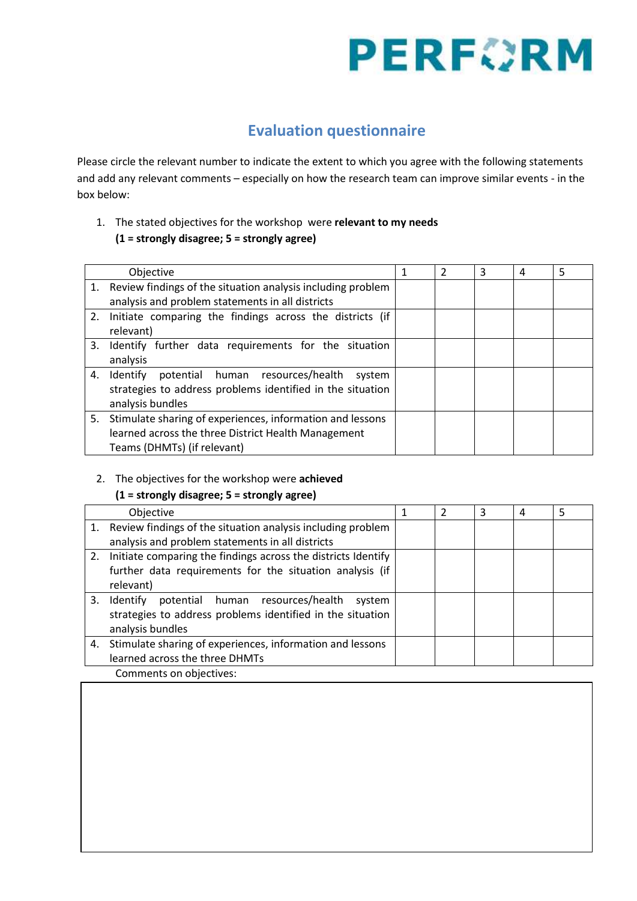PERFORM

## Evaluation questionnaire

Please circle the relevant number to indicate the extent to which you agree with the following statements and add any relevant comments – especially on how the research team can improve similar events - in the box below:

1. The stated objectives for the workshop were **relevant to my needs**
   **(1 = strongly disagree; 5 = strongly agree)**

| Objective | 1 | 2 | 3 | 4 | 5 |
|---|---|---|---|---|---|
| 1. Review findings of the situation analysis including problem analysis and problem statements in all districts | | | | | |
| 2. Initiate comparing the findings across the districts (if relevant) | | | | | |
| 3. Identify further data requirements for the situation analysis | | | | | |
| 4. Identify potential human resources/health system strategies to address problems identified in the situation analysis bundles | | | | | |
| 5. Stimulate sharing of experiences, information and lessons learned across the three District Health Management Teams (DHMTs) (if relevant) | | | | | |

2. The objectives for the workshop were **achieved**
   **(1 = strongly disagree; 5 = strongly agree)**

| Objective | 1 | 2 | 3 | 4 | 5 |
|---|---|---|---|---|---|
| 1. Review findings of the situation analysis including problem analysis and problem statements in all districts | | | | | |
| 2. Initiate comparing the findings across the districts Identify further data requirements for the situation analysis (if relevant) | | | | | |
| 3. Identify potential human resources/health system strategies to address problems identified in the situation analysis bundles | | | | | |
| 4. Stimulate sharing of experiences, information and lessons learned across the three DHMTs | | | | | |

Comments on objectives: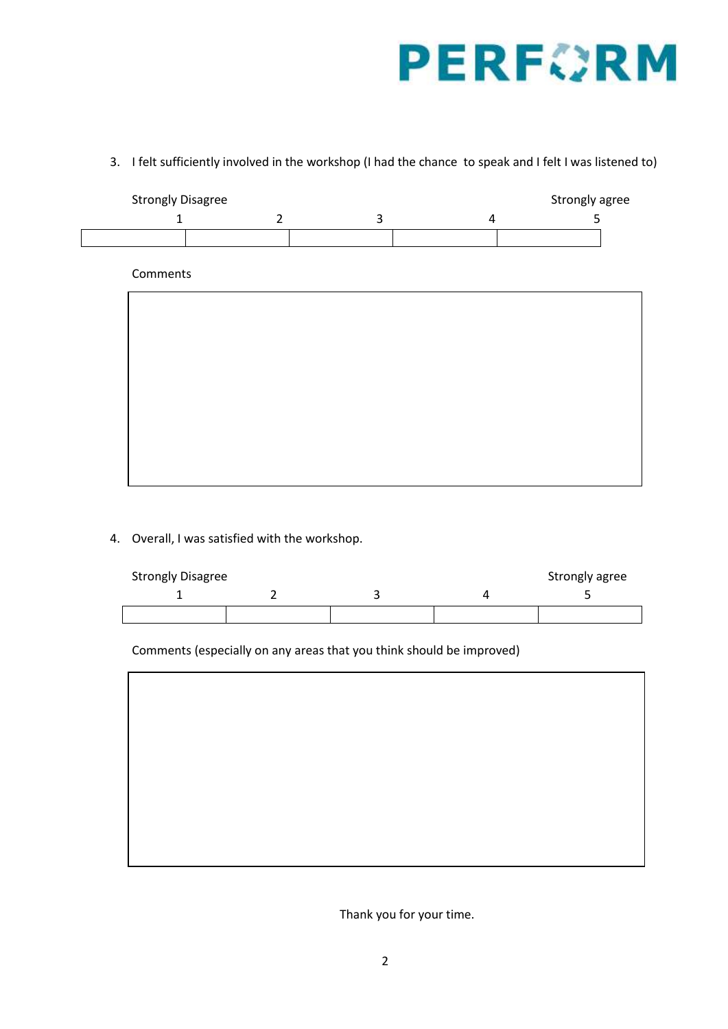3. I felt sufficiently involved in the workshop (I had the chance to speak and I felt I was listened to)

| Strongly Disagree 1 | 2 | 3 | 4 | Strongly agree 5 |
|---|---|---|---|---|
| | | | | |

Comments

4. Overall, I was satisfied with the workshop.

| Strongly Disagree 1 | 2 | 3 | 4 | Strongly agree 5 |
|---|---|---|---|---|
| | | | | |

Comments (especially on any areas that you think should be improved)

Thank you for your time.